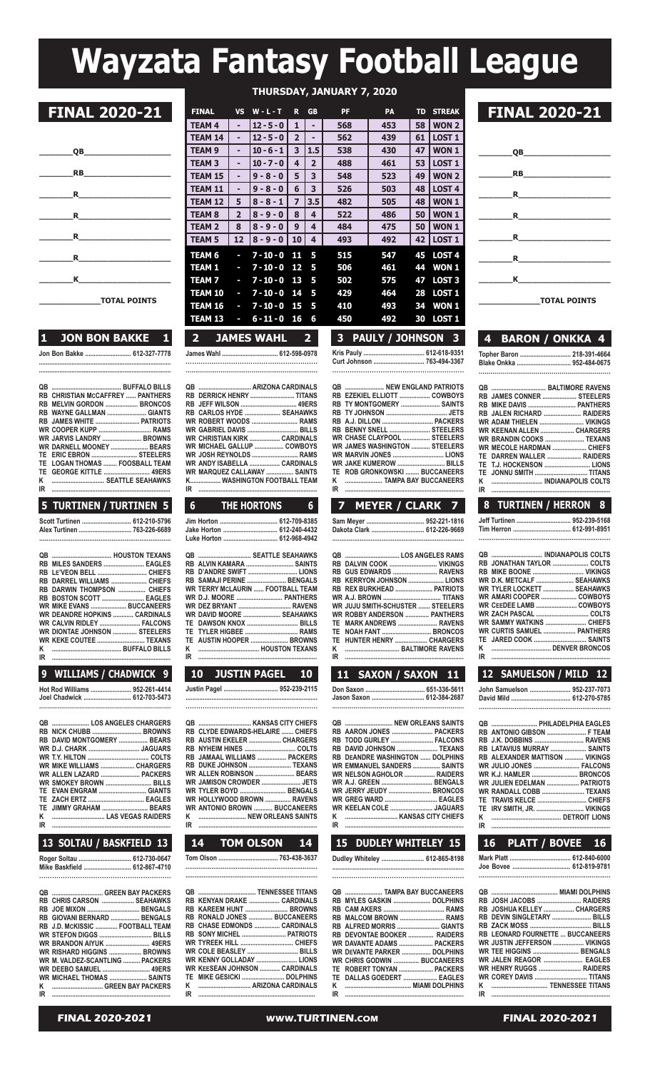# Wayzata Fantasy Football League

## FINAL 2020-21

________QB____________________

________RB____________________

________R____________________

________R____________________

________R____________________

________R____________________

________K____________________

____________TOTAL POINTS

**THURSDAY, JANUARY 7, 2020**

| FINAL | VS | W - L - T | R | GB | PF | PA | TD | STREAK |
|---|---|---|---|---|---|---|---|---|
| TEAM 4 | - | 12 - 5 - 0 | 1 | - | 568 | 453 | 58 | WON 2 |
| TEAM 14 | - | 12 - 5 - 0 | 2 | - | 562 | 439 | 61 | LOST 1 |
| TEAM 9 | - | 10 - 6 - 1 | 3 | 1.5 | 538 | 430 | 47 | WON 1 |
| TEAM 3 | - | 10 - 7 - 0 | 4 | 2 | 488 | 461 | 53 | LOST 1 |
| TEAM 15 | - | 9 - 8 - 0 | 5 | 3 | 548 | 523 | 49 | WON 2 |
| TEAM 11 | - | 9 - 8 - 0 | 6 | 3 | 526 | 503 | 48 | LOST 4 |
| TEAM 12 | 5 | 8 - 8 - 1 | 7 | 3.5 | 482 | 505 | 48 | WON 1 |
| TEAM 8 | 2 | 8 - 9 - 0 | 8 | 4 | 522 | 486 | 50 | WON 1 |
| TEAM 2 | 8 | 8 - 9 - 0 | 9 | 4 | 484 | 475 | 50 | WON 1 |
| TEAM 5 | 12 | 8 - 9 - 0 | 10 | 4 | 493 | 492 | 42 | LOST 1 |
| TEAM 6 | - | 7 - 10 - 0 | 11 | 5 | 515 | 547 | 45 | LOST 4 |
| TEAM 1 | - | 7 - 10 - 0 | 12 | 5 | 506 | 461 | 44 | WON 1 |
| TEAM 7 | - | 7 - 10 - 0 | 13 | 5 | 502 | 575 | 47 | LOST 3 |
| TEAM 10 | - | 7 - 10 - 0 | 14 | 5 | 429 | 464 | 28 | LOST 1 |
| TEAM 16 | - | 7 - 10 - 0 | 15 | 5 | 410 | 493 | 34 | WON 1 |
| TEAM 13 | - | 6 - 11 - 0 | 16 | 6 | 450 | 492 | 30 | LOST 1 |

## FINAL 2020-21

________QB____________________

________RB____________________

________R____________________

________R____________________

________R____________________

________R____________________

________K____________________

____________TOTAL POINTS

### 1 JON BON BAKKE 1

Jon Bon Bakke .......................... 612-327-7778

- QB ....................................... BUFFALO BILLS
- RB CHRISTIAN McCAFFREY ...... PANTHERS
- RB MELVIN GORDON ................. BRONCOS
- RB WAYNE GALLMAN ..................... GIANTS
- RB JAMES WHITE ........................ PATRIOTS
- WR COOPER KUPP ............................. RAMS
- WR JARVIS LANDRY ..................... BROWNS
- WR DARNELL MOONEY .................... BEARS
- TE ERIC EBRON .......................... STEELERS
- TE LOGAN THOMAS ........ FOOSBALL TEAM
- TE GEORGE KITTLE ............................ 49ERS
- K ............................ SEATTLE SEAHAWKS
- IR

### 2 JAMES WAHL 2

James Wahl ................................ 612-598-0978

- QB ............................ ARIZONA CARDINALS
- RB DERRICK HENRY ......................... TITANS
- RB JEFF WILSON ................................ 49ERS
- RB CARLOS HYDE .................... SEAHAWKS
- WR ROBERT WOODS ........................... RAMS
- WR GABRIEL DAVIS ............................ BILLS
- WR CHRISTIAN KIRK ............... CARDINALS
- WR MICHAEL GALLUP ................. COWBOYS
- WR JOSH REYNOLDS ........................... RAMS
- WR ANDY ISABELLA ................ CARDINALS
- WR MARQUEZ CALLAWAY ............... SAINTS
- K................. WASHINGTON FOOTBALL TEAM
- IR

### 3 PAULY / JOHNSON 3

Kris Pauly .................................. 612-618-9351
Curt Johnson ............................. 763-494-3367

- QB ..................... NEW ENGLAND PATRIOTS
- RB EZEKIEL ELLIOTT ................. COWBOYS
- RB TY MONTGOMERY ..................... SAINTS
- RB TY JOHNSON ..................................... JETS
- RB A.J. DILLON .............................. PACKERS
- RB BENNY SNELL ......................... STEELERS
- WR CHASE CLAYPOOL ................ STEELERS
- WR JAMES WASHINGTON .......... STEELERS
- WR MARVIN JONES .............................. LIONS
- WR JAKE KUMEROW ............................ BILLS
- TE ROB GRONKOWSKI ........ BUCCANEERS
- K ..................... TAMPA BAY BUCCANEERS
- IR

### 4 BARON / ONKKA 4

Topher Baron ............................. 218-391-4664
Blake Onkka ............................... 952-484-0675

- QB ............................... BALTIMORE RAVENS
- RB JAMES CONNER .................... STEELERS
- RB MIKE DAVIS ........................... PANTHERS
- RB JALEN RICHARD ...................... RAIDERS
- WR ADAM THIELEN ......................... VIKINGS
- WR KEENAN ALLEN .................... CHARGERS
- WR BRANDIN COOKS ....................... TEXANS
- WR MECOLE HARDMAN ................... CHIEFS
- TE DARREN WALLER .................... RAIDERS
- TE T.J. HOCKENSON .......................... LIONS
- TE JONNU SMITH ............................... TITANS
- K ............................ INDIANAPOLIS COLTS
- IR

### 5 TURTINEN / TURTINEN 5

Scott Turtinen ............................ 612-210-5796
Alex Turtinen ............................. 763-226-6689

- QB .................................. HOUSTON TEXANS
- RB MILES SANDERS ....................... EAGLES
- RB LE'VEON BELL ............................ CHIEFS
- RB DARREL WILLIAMS ..................... CHIEFS
- RB DARWIN THOMPSON ................ CHIEFS
- RB BOSTON SCOTT ........................ EAGLES
- WR MIKE EVANS ...................... BUCCANEERS
- WR DEANDRE HOPKINS ............ CARDINALS
- WR CALVIN RIDLEY ....................... FALCONS
- WR DIONTAE JOHNSON .............. STEELERS
- WR KEKE COUTEE ........................... TEXANS
- K ........................................ BUFFALO BILLS
- IR

### 6 THE HORTONS 6

Jim Horton ................................. 612-709-8385
Jake Horton ................................ 612-240-4432
Luke Horton ............................... 612-968-4942

- QB ............................. SEATTLE SEAHAWKS
- RB ALVIN KAMARA ........................... SAINTS
- RB D'ANDRE SWIFT ............................ LIONS
- RB SAMAJI PERINE ....................... BENGALS
- WR TERRY McLAURIN ...... FOOTBALL TEAM
- WR D.J. MOORE ........................... PANTHERS
- WR DEZ BRYANT ............................. RAVENS
- WR DAVID MOORE ..................... SEAHAWKS
- TE DAWSON KNOX ............................ BILLS
- TE TYLER HIGBEE .............................. RAMS
- TE AUSTIN HOOPER ..................... BROWNS
- K ................................... HOUSTON TEXANS
- IR

### 7 MEYER / CLARK 7

Sam Meyer ................................. 952-221-1816
Dakota Clark .............................. 612-226-9669

- QB .............................. LOS ANGELES RAMS
- RB DALVIN COOK ............................ VIKINGS
- RB GUS EDWARDS .......................... RAVENS
- RB KERRYON JOHNSON .................... LIONS
- RB REX BURKHEAD ....................... PATRIOTS
- WR A.J. BROWN ................................. TITANS
- WR JUJU SMITH-SCHUSTER ....... STEELERS
- WR ROBBY ANDERSON ............. PANTHERS
- TE MARK ANDREWS ....................... RAVENS
- TE NOAH FANT ............................. BRONCOS
- TE HUNTER HENRY ..................... CHARGERS
- K .............................. BALTIMORE RAVENS
- IR

### 8 TURTINEN / HERRON 8

Jeff Turtinen .............................. 952-239-5168
Tim Herron ................................. 612-991-8951

- QB ............................ INDIANAPOLIS COLTS
- RB JONATHAN TAYLOR .................... COLTS
- RB MIKE BOONE ............................. VIKINGS
- WR D.K. METCALF .................... SEAHAWKS
- WR TYLER LOCKETT ................. SEAHAWKS
- WR AMARI COOPER .................... COWBOYS
- WR CEEDEE LAMB ....................... COWBOYS
- WR ZACH PASCAL .............................. COLTS
- WR SAMMY WATKINS ...................... CHIEFS
- WR CURTIS SAMUEL ................. PANTHERS
- TE JARED COOK ............................... SAINTS
- K ................................... DENVER BRONCOS
- IR

### 9 WILLIAMS / CHADWICK 9

Hot Rod Williams ....................... 952-261-4414
Joel Chadwick ............................ 612-703-5473

- QB ..................... LOS ANGELES CHARGERS
- RB NICK CHUBB ............................ BROWNS
- RB DAVID MONTGOMERY ................ BEARS
- WR D.J. CHARK ............................. JAGUARS
- WR T.Y. HILTON .................................. COLTS
- WR MIKE WILLIAMS ................... CHARGERS
- WR ALLEN LAZARD ...................... PACKERS
- WR SMOKEY BROWN ........................... BILLS
- TE EVAN ENGRAM ........................... GIANTS
- TE ZACH ERTZ ................................. EAGLES
- TE JIMMY GRAHAM .......................... BEARS
- K ............................ LAS VEGAS RAIDERS
- IR

### 10 JUSTIN PAGEL 10

Justin Pagel ................................ 952-239-2115

- QB ............................ KANSAS CITY CHIEFS
- RB CLYDE EDWARDS-HELAIRE ....... CHIEFS
- RB AUSTIN EKELER ................... CHARGERS
- RB NYHEIM HINES ............................. COLTS
- RB JAMAAL WILLIAMS ................ PACKERS
- RB DUKE JOHNSON ........................ TEXANS
- WR ALLEN ROBINSON ...................... BEARS
- WR JAMISON CROWDER ...................... JETS
- WR TYLER BOYD .......................... BENGALS
- WR HOLLYWOOD BROWN ............... RAVENS
- WR ANTONIO BROWN .......... BUCCANEERS
- K ............................ NEW ORLEANS SAINTS
- IR

### 11 SAXON / SAXON 11

Don Saxon ................................... 651-336-5611
Jason Saxon ............................... 612-384-2687

- QB ........................... NEW ORLEANS SAINTS
- RB AARON JONES ......................... PACKERS
- RB TODD GURLEY ......................... FALCONS
- RB DAVID JOHNSON ........................ TEXANS
- RB DEANDRE WASHINGTON ...... DOLPHINS
- WR EMMANUEL SANDERS ............... SAINTS
- WR NELSON AGHOLOR .................. RAIDERS
- WR A.J. GREEN ............................... BENGALS
- WR JERRY JEUDY ......................... BRONCOS
- WR GREG WARD ............................... EAGLES
- WR KEELAN COLE .......................... JAGUARS
- K ................................ KANSAS CITY CHIEFS
- IR

### 12 SAMUELSON / MILD 12

John Samuelson ........................ 952-237-7073
David Mild .................................. 612-270-5785

- QB ........................... PHILADELPHIA EAGLES
- RB ANTONIO GIBSON ....................... F TEAM
- RB J.K. DOBBINS .............................. RAVENS
- RB LATAVIUS MURRAY ..................... SAINTS
- RB ALEXANDER MATTISON ........... VIKINGS
- WR JULIO JONES ............................ FALCONS
- WR K.J. HAMLER .......................... BRONCOS
- WR JULIEN EDELMAN ................. PATRIOTS
- WR RANDALL COBB ......................... TEXANS
- TE TRAVIS KELCE ............................ CHIEFS
- TE IRV SMITH, JR. ........................... VIKINGS
- K ........................................ DETROIT LIONS
- IR

### 13 SOLTAU / BASKFIELD 13

Roger Soltau .............................. 612-730-0647
Mike Baskfield ............................ 612-867-4710

- QB ............................ GREEN BAY PACKERS
- RB CHRIS CARSON .................. SEAHAWKS
- RB JOE MIXON ................................ BENGALS
- RB GIOVANI BERNARD ................. BENGALS
- RB J.D. McKISSIC ............ FOOTBALL TEAM
- WR STEFON DIGGS ............................. BILLS
- WR BRANDON AIYUK ........................ 49ERS
- WR RISHARD HIGGINS .................. BROWNS
- WR M. VALDEZ-SCANTLING ......... PACKERS
- WR DEEBO SAMUEL ........................... 49ERS
- WR MICHAEL THOMAS ..................... SAINTS
- K .................................. GREEN BAY PACKERS
- IR

### 14 TOM OLSON 14

Tom Olson ................................... 763-438-3637

- QB .................................. TENNESSEE TITANS
- RB KENYAN DRAKE ................... CARDINALS
- RB KAREEM HUNT ........................... BROWNS
- RB RONALD JONES ............... BUCCANEERS
- RB CHASE EDMONDS ............... CARDINALS
- RB SONY MICHEL .......................... PATRIOTS
- WR TYREEK HILL ............................... CHIEFS
- WR COLE BEASLEY ............................. BILLS
- WR KENNY GOLLADAY ....................... LIONS
- WR KEESEAN JOHNSON ............ CARDINALS
- TE MIKE GESICKI .......................... DOLPHINS
- K ............................ ARIZONA CARDINALS
- IR

### 15 DUDLEY WHITELEY 15

Dudley Whiteley ......................... 612-865-8198

- QB ..................... TAMPA BAY BUCCANEERS
- RB MYLES GASKIN ...................... DOLPHINS
- RB CAM AKERS ..................................... RAMS
- RB MALCOM BROWN ........................ RAMS
- RB ALFRED MORRIS ......................... GIANTS
- RB DEVONTAE BOOKER .............. RAIDERS
- WR DAVANTE ADAMS .................. PACKERS
- WR DEVANTE PARKER ................. DOLPHINS
- WR CHRIS GODWIN ............... BUCCANEERS
- TE ROBERT TONYAN .................... PACKERS
- TE DALLAS GOEDERT ..................... EAGLES
- K ...................................... MIAMI DOLPHINS
- IR

### 16 PLATT / BOVEE 16

Mark Platt ................................... 612-840-6000
Joe Bovee .................................. 612-819-9781

- QB ......................................... MIAMI DOLPHINS
- RB JOSH JACOBS .......................... RAIDERS
- RB JOSHUA KELLEY ................. CHARGERS
- RB DEVIN SINGLETARY ..................... BILLS
- RB ZACK MOSS ................................... BILLS
- RB LEONARD FOURNETTE ... BUCCANEERS
- WR JUSTIN JEFFERSON ................ VIKINGS
- WR TEE HIGGINS .......................... BENGALS
- WR JALEN REAGOR ......................... EAGLES
- WR HENRY RUGGS ........................ RAIDERS
- WR COREY DAVIS ............................. TITANS
- K ................................... TENNESSEE TITANS
- IR

FINAL 2020-2021 www.TURTINEN.com FINAL 2020-2021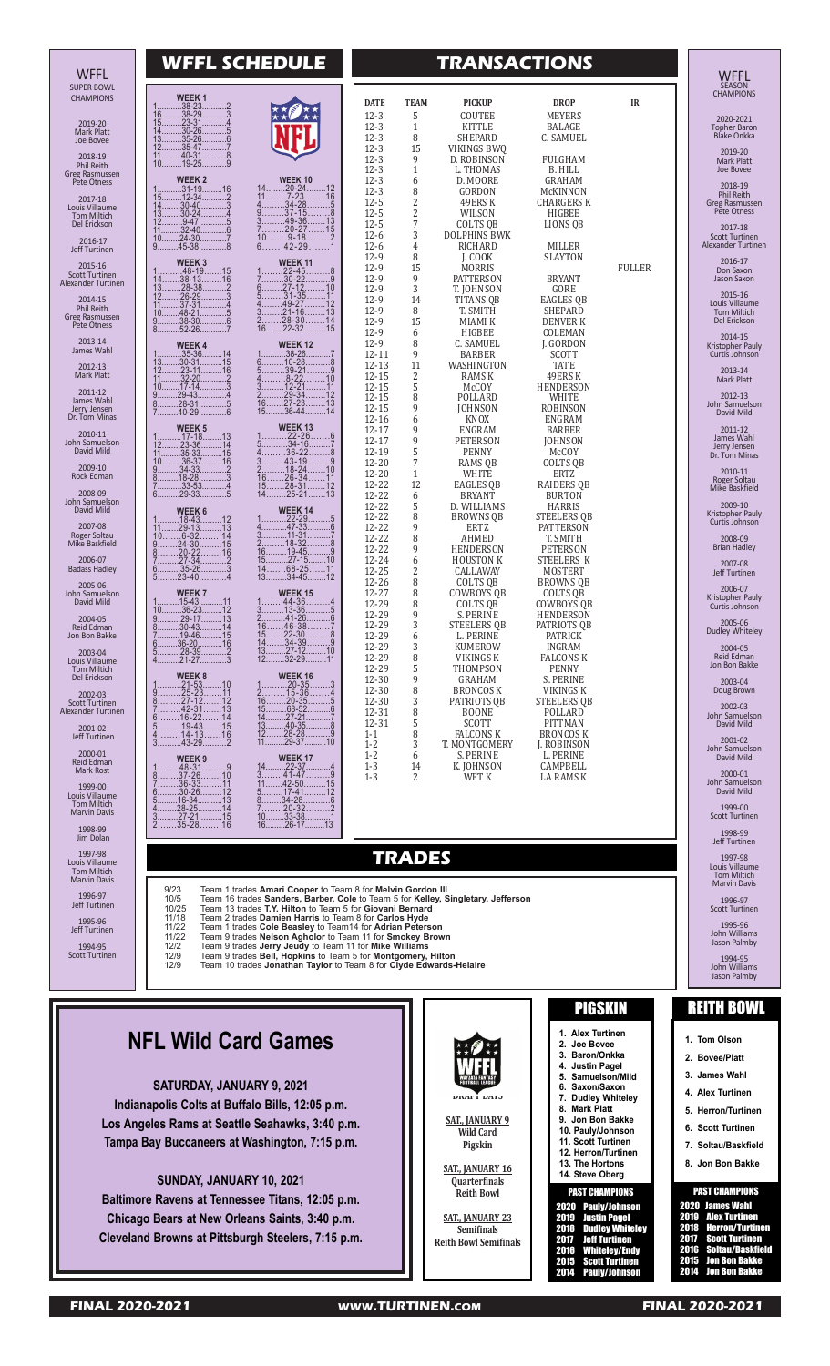## WFFL SUPER BOWL CHAMPIONS

2019-20
Mark Platt
Joe Bovee

2018-19
Phil Reith
Greg Rasmussen
Pete Otness

2017-18
Louis Villaume
Tom Miltich
Del Erickson

2016-17
Jeff Turtinen

2015-16
Scott Turtinen
Alexander Turtinen

2014-15
Phil Reith
Greg Rasmussen
Pete Otness

2013-14
James Wahl

2012-13
Mark Platt

2011-12
James Wahl
Jerry Jensen
Dr. Tom Minas

2010-11
John Samuelson
David Mild

2009-10
Rock Edman

2008-09
John Samuelson
David Mild

2007-08
Roger Soltau
Mike Baskfield

2006-07
Badass Hadley

2005-06
John Samuelson
David Mild

2004-05
Reid Edman
Jon Bon Bakke

2003-04
Louis Villaume
Tom Miltich
Del Erickson

2002-03
Scott Turtinen
Alexander Turtinen

2001-02
Jeff Turtinen

2000-01
Reid Edman
Mark Rost

1999-00
Louis Villaume
Tom Miltich
Marvin Davis

1998-99
Jim Dolan

1997-98
Louis Villaume
Tom Miltich
Marvin Davis

1996-97
Jeff Turtinen

1995-96
Jeff Turtinen

1994-95
Scott Turtinen

## WFFL SCHEDULE

**WEEK 1**
1........38-23........2
16........38-29........3
15........23-31........4
14........30-26........5
13........35-26........6
12........35-47........7
11........40-31........8
10........19-25........9

**WEEK 2**
1........31-19........16
15........12-34........2
14........30-40........3
13........30-24........4
12........9-47........5
11........32-40........6
10........24-30........7
9........45-38........8

**WEEK 3**
1........48-19........15
14........38-13........16
13........28-38........2
12........26-29........3
11........37-31........4
10........48-21........5
9........38-30........6
8........52-26........7

**WEEK 4**
1........35-36........14
13........30-31........15
12........23-11........16
11........32-20........2
10........17-14........3
9........29-43........4
8........28-31........5
7........40-29........6

**WEEK 5**
1........17-18........13
12........23-36........14
11........35-33........15
10........36-37........16
9........34-33........2
8........18-28........3
7........33-53........4
6........29-33........5

**WEEK 6**
1........18-43........12
11........29-13........13
10........6-32........14
9........24-30........15
8........20-22........16
7........27-34........2
6........35-26........3
5........23-40........4

**WEEK 7**
1........15-43........11
10........36-23........12
9........29-17........13
8........30-43........14
7........19-46........15
6........36-20........16
5........28-39........2
4........21-27........3

**WEEK 8**
1........21-53........10
9........25-23........11
8........27-12........12
7........42-31........13
6........16-22........14
5........19-43........15
4........14-13........16
3........43-29........2

**WEEK 9**
1........48-31........9
8........37-26........10
7........36-33........11
6........30-26........12
5........16-34........13
4........28-25........14
3........27-21........15
2........35-28........16

**WEEK 10**
14........20-24........12
11........7-23........16
4........34-28........5
9........37-15........8
3........49-36........13
7........20-27........15
10........9-18........2
6........42-29........1

**WEEK 11**
1........22-45........8
7........30-22........9
6........27-12........10
5........31-35........11
4........49-27........12
3........21-16........13
2........28-30........14
16........22-32........15

**WEEK 12**
1........38-26........7
6........10-28........8
5........39-21........9
4........8-22........10
3........12-21........11
2........29-34........12
16........27-23........13
15........36-44........14

**WEEK 13**
1........22-26........6
5........34-16........7
4........36-22........8
3........43-19........9
2........18-24........10
16........26-34........11
15........28-31........12
14........25-21........13

**WEEK 14**
1........22-29........5
4........47-33........6
3........11-31........7
2........18-32........8
16........19-45........9
15........27-15........10
14........68-25........11
13........34-45........12

**WEEK 15**
1........44-36........4
3........13-36........5
2........41-26........6
16........46-38........7
15........22-30........8
14........34-39........9
13........27-12........10
12........32-29........11

**WEEK 16**
1........20-35........3
2........15-36........4
16........20-35........5
15........68-52........6
14........27-21........7
13........40-35........8
12........28-28........9
11........29-37........10

**WEEK 17**
14........22-37........4
3........41-47........9
11........42-50........15
5........17-41........12
8........34-28........6
7........20-32........2
10........33-38........1
16........26-17........13

## TRANSACTIONS

| DATE | TEAM | PICKUP | DROP | IR |
|---|---|---|---|---|
| 12-3 | 5 | COUTEE | MEYERS | |
| 12-3 | 1 | KITTLE | BALAGE | |
| 12-3 | 8 | SHEPARD | C. SAMUEL | |
| 12-3 | 15 | VIKINGS BWQ | | |
| 12-3 | 9 | D. ROBINSON | FULGHAM | |
| 12-3 | 1 | L. THOMAS | B. HILL | |
| 12-3 | 6 | D. MOORE | GRAHAM | |
| 12-3 | 8 | GORDON | McKINNON | |
| 12-5 | 2 | 49ERS K | CHARGERS K | |
| 12-5 | 2 | WILSON | HIGBEE | |
| 12-5 | 7 | COLTS QB | LIONS QB | |
| 12-6 | 3 | DOLPHINS BWK | | |
| 12-6 | 4 | RICHARD | MILLER | |
| 12-9 | 8 | J. COOK | SLAYTON | |
| 12-9 | 15 | MORRIS | | FULLER |
| 12-9 | 9 | PATTERSON | BRYANT | |
| 12-9 | 3 | T. JOHNSON | GORE | |
| 12-9 | 14 | TITANS QB | EAGLES QB | |
| 12-9 | 8 | T. SMITH | SHEPARD | |
| 12-9 | 15 | MIAMI K | DENVER K | |
| 12-9 | 6 | HIGBEE | COLEMAN | |
| 12-9 | 8 | C. SAMUEL | J. GORDON | |
| 12-11 | 9 | BARBER | SCOTT | |
| 12-13 | 11 | WASHINGTON | TATE | |
| 12-15 | 2 | RAMS K | 49ERS K | |
| 12-15 | 5 | McCOY | HENDERSON | |
| 12-15 | 8 | POLLARD | WHITE | |
| 12-15 | 9 | JOHNSON | ROBINSON | |
| 12-16 | 6 | KNOX | ENGRAM | |
| 12-17 | 9 | ENGRAM | BARBER | |
| 12-17 | 9 | PETERSON | JOHNSON | |
| 12-19 | 5 | PENNY | McCOY | |
| 12-20 | 7 | RAMS QB | COLTS QB | |
| 12-20 | 1 | WHITE | ERTZ | |
| 12-22 | 12 | EAGLES QB | RAIDERS QB | |
| 12-22 | 6 | BRYANT | BURTON | |
| 12-22 | 5 | D. WILLIAMS | HARRIS | |
| 12-22 | 8 | BROWNS QB | STEELERS QB | |
| 12-22 | 9 | ERTZ | PATTERSON | |
| 12-22 | 8 | AHMED | T. SMITH | |
| 12-22 | 9 | HENDERSON | PETERSON | |
| 12-24 | 6 | HOUSTON K | STEELERS K | |
| 12-25 | 2 | CALLAWAY | MOSTERT | |
| 12-26 | 8 | COLTS QB | BROWNS QB | |
| 12-27 | 8 | COWBOYS QB | COLTS QB | |
| 12-29 | 8 | COLTS QB | COWBOYS QB | |
| 12-29 | 9 | S. PERINE | HENDERSON | |
| 12-29 | 3 | STEELERS QB | PATRIOTS QB | |
| 12-29 | 6 | L. PERINE | PATRICK | |
| 12-29 | 3 | KUMEROW | INGRAM | |
| 12-29 | 8 | VIKINGS K | FALCONS K | |
| 12-29 | 5 | THOMPSON | PENNY | |
| 12-30 | 9 | GRAHAM | S. PERINE | |
| 12-30 | 8 | BRONCOS K | VIKINGS K | |
| 12-30 | 3 | PATRIOTS QB | STEELERS QB | |
| 12-31 | 8 | BOONE | POLLARD | |
| 12-31 | 5 | SCOTT | PITTMAN | |
| 1-1 | 8 | FALCONS K | BRONCOS K | |
| 1-2 | 3 | T. MONTGOMERY | J. ROBINSON | |
| 1-2 | 6 | S. PERINE | L. PERINE | |
| 1-3 | 14 | K. JOHNSON | CAMPBELL | |
| 1-3 | 2 | WFT K | LA RAMS K | |

## TRADES

| | |
|---|---|
| 9/23 | Team 1 trades **Amari Cooper** to Team 8 for **Melvin Gordon III** |
| 10/5 | Team 16 trades **Sanders, Barber, Cole** to Team 5 for **Kelley, Singletary, Jefferson** |
| 10/25 | Team 13 trades **T.Y. Hilton** to Team 5 for **Giovani Bernard** |
| 11/18 | Team 2 trades **Damien Harris** to Team 8 for **Carlos Hyde** |
| 11/22 | Team 1 trades **Cole Beasley** to Team14 for **Adrian Peterson** |
| 11/22 | Team 9 trades **Nelson Agholor** to Team 11 for **Smokey Brown** |
| 12/2 | Team 9 trades **Jerry Jeudy** to Team 11 for **Mike Williams** |
| 12/9 | Team 9 trades **Bell, Hopkins** to Team 5 for **Montgomery, Hilton** |
| 12/9 | Team 10 trades **Jonathan Taylor** to Team 8 for **Clyde Edwards-Helaire** |

## WFFL SEASON CHAMPIONS

2020-2021
Topher Baron
Blake Onkka

2019-20
Mark Platt
Joe Bovee

2018-19
Phil Reith
Greg Rasmussen
Pete Otness

2017-18
Scott Turtinen
Alexander Turtinen

2016-17
Don Saxon
Jason Saxon

2015-16
Louis Villaume
Tom Miltich
Del Erickson

2014-15
Kristopher Pauly
Curtis Johnson

2013-14
Mark Platt

2012-13
John Samuelson
David Mild

2011-12
James Wahl
Jerry Jensen
Dr. Tom Minas

2010-11
Roger Soltau
Mike Baskfield

2009-10
Kristopher Pauly
Curtis Johnson

2008-09
Brian Hadley

2007-08
Jeff Turtinen

2006-07
Kristopher Pauly
Curtis Johnson

2005-06
Dudley Whiteley

2004-05
Reid Edman
Jon Bon Bakke

2003-04
Doug Brown

2002-03
John Samuelson
David Mild

2001-02
John Samuelson
David Mild

2000-01
John Samuelson
David Mild

1999-00
Scott Turtinen

1998-99
Jeff Turtinen

1997-98
Louis Villaume
Tom Miltich
Marvin Davis

1996-97
Scott Turtinen

1995-96
John Williams
Jason Palmby

1994-95
John Williams
Jason Palmby

# NFL Wild Card Games

**SATURDAY, JANUARY 9, 2021**

**Indianapolis Colts at Buffalo Bills, 12:05 p.m.**

**Los Angeles Rams at Seattle Seahawks, 3:40 p.m.**

**Tampa Bay Buccaneers at Washington, 7:15 p.m.**

**SUNDAY, JANUARY 10, 2021**

**Baltimore Ravens at Tennessee Titans, 12:05 p.m.**

**Chicago Bears at New Orleans Saints, 3:40 p.m.**

**Cleveland Browns at Pittsburgh Steelers, 7:15 p.m.**

**SAT., JANUARY 9**
Wild Card
Pigskin

**SAT., JANUARY 16**
Quarterfinals
Reith Bowl

**SAT., JANUARY 23**
Semifinals
Reith Bowl Semifinals

## PIGSKIN

1. Alex Turtinen
2. Joe Bovee
3. Baron/Onkka
4. Justin Pagel
5. Samuelson/Mild
6. Saxon/Saxon
7. Dudley Whiteley
8. Mark Platt
9. Jon Bon Bakke
10. Pauly/Johnson
11. Scott Turtinen
12. Herron/Turtinen
13. The Hortons
14. Steve Oberg

### PAST CHAMPIONS

| | |
|---|---|
| 2020 | Pauly/Johnson |
| 2019 | Justin Pagel |
| 2018 | Dudley Whiteley |
| 2017 | Jeff Turtinen |
| 2016 | Whiteley/Endy |
| 2015 | Scott Turtinen |
| 2014 | Pauly/Johnson |

## REITH BOWL

1. Tom Olson
2. Bovee/Platt
3. James Wahl
4. Alex Turtinen
5. Herron/Turtinen
6. Scott Turtinen
7. Soltau/Baskfield
8. Jon Bon Bakke

### PAST CHAMPIONS

| | |
|---|---|
| 2020 | James Wahl |
| 2019 | Alex Turtinen |
| 2018 | Herron/Turtinen |
| 2017 | Scott Turtinen |
| 2016 | Soltau/Baskfield |
| 2015 | Jon Bon Bakke |
| 2014 | Jon Bon Bakke |